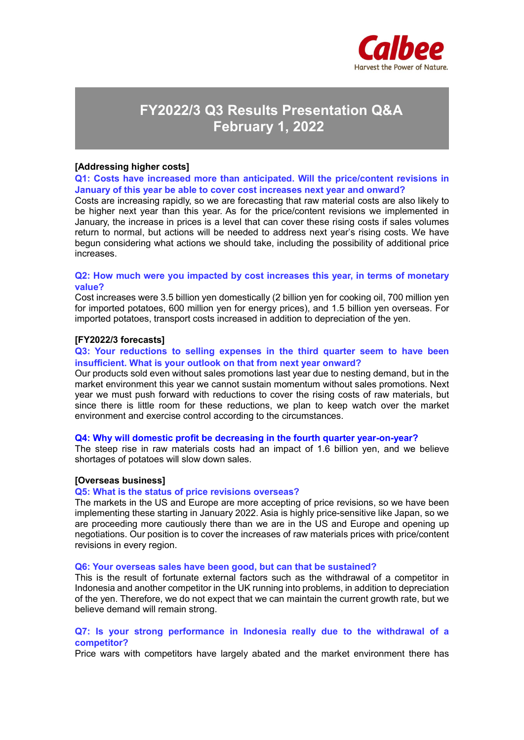Calbee
Harvest the Power of Nature.

# FY2022/3 Q3 Results Presentation Q&A
# February 1, 2022

**[Addressing higher costs]**

**Q1: Costs have increased more than anticipated. Will the price/content revisions in January of this year be able to cover cost increases next year and onward?**

Costs are increasing rapidly, so we are forecasting that raw material costs are also likely to be higher next year than this year. As for the price/content revisions we implemented in January, the increase in prices is a level that can cover these rising costs if sales volumes return to normal, but actions will be needed to address next year's rising costs. We have begun considering what actions we should take, including the possibility of additional price increases.

**Q2: How much were you impacted by cost increases this year, in terms of monetary value?**

Cost increases were 3.5 billion yen domestically (2 billion yen for cooking oil, 700 million yen for imported potatoes, 600 million yen for energy prices), and 1.5 billion yen overseas. For imported potatoes, transport costs increased in addition to depreciation of the yen.

**[FY2022/3 forecasts]**

**Q3: Your reductions to selling expenses in the third quarter seem to have been insufficient. What is your outlook on that from next year onward?**

Our products sold even without sales promotions last year due to nesting demand, but in the market environment this year we cannot sustain momentum without sales promotions. Next year we must push forward with reductions to cover the rising costs of raw materials, but since there is little room for these reductions, we plan to keep watch over the market environment and exercise control according to the circumstances.

**Q4: Why will domestic profit be decreasing in the fourth quarter year-on-year?**

The steep rise in raw materials costs had an impact of 1.6 billion yen, and we believe shortages of potatoes will slow down sales.

**[Overseas business]**

**Q5: What is the status of price revisions overseas?**

The markets in the US and Europe are more accepting of price revisions, so we have been implementing these starting in January 2022. Asia is highly price-sensitive like Japan, so we are proceeding more cautiously there than we are in the US and Europe and opening up negotiations. Our position is to cover the increases of raw materials prices with price/content revisions in every region.

**Q6: Your overseas sales have been good, but can that be sustained?**

This is the result of fortunate external factors such as the withdrawal of a competitor in Indonesia and another competitor in the UK running into problems, in addition to depreciation of the yen. Therefore, we do not expect that we can maintain the current growth rate, but we believe demand will remain strong.

**Q7: Is your strong performance in Indonesia really due to the withdrawal of a competitor?**

Price wars with competitors have largely abated and the market environment there has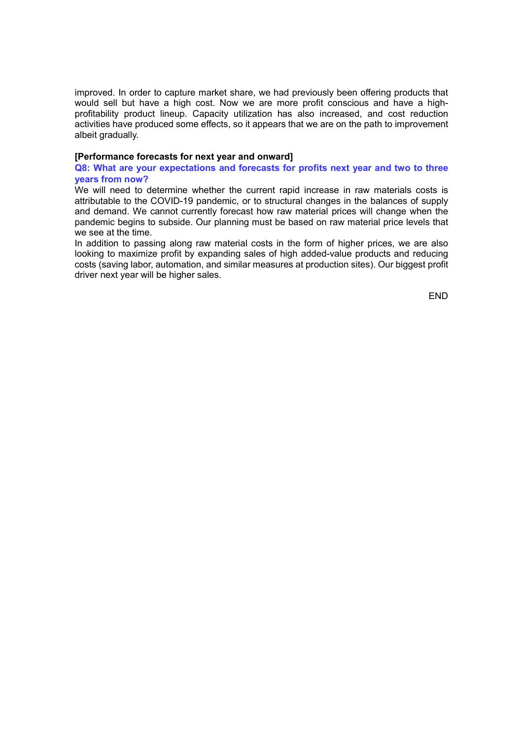improved. In order to capture market share, we had previously been offering products that would sell but have a high cost. Now we are more profit conscious and have a high-profitability product lineup. Capacity utilization has also increased, and cost reduction activities have produced some effects, so it appears that we are on the path to improvement albeit gradually.

**[Performance forecasts for next year and onward]**

**Q8: What are your expectations and forecasts for profits next year and two to three years from now?**

We will need to determine whether the current rapid increase in raw materials costs is attributable to the COVID-19 pandemic, or to structural changes in the balances of supply and demand. We cannot currently forecast how raw material prices will change when the pandemic begins to subside. Our planning must be based on raw material price levels that we see at the time.

In addition to passing along raw material costs in the form of higher prices, we are also looking to maximize profit by expanding sales of high added-value products and reducing costs (saving labor, automation, and similar measures at production sites). Our biggest profit driver next year will be higher sales.

END